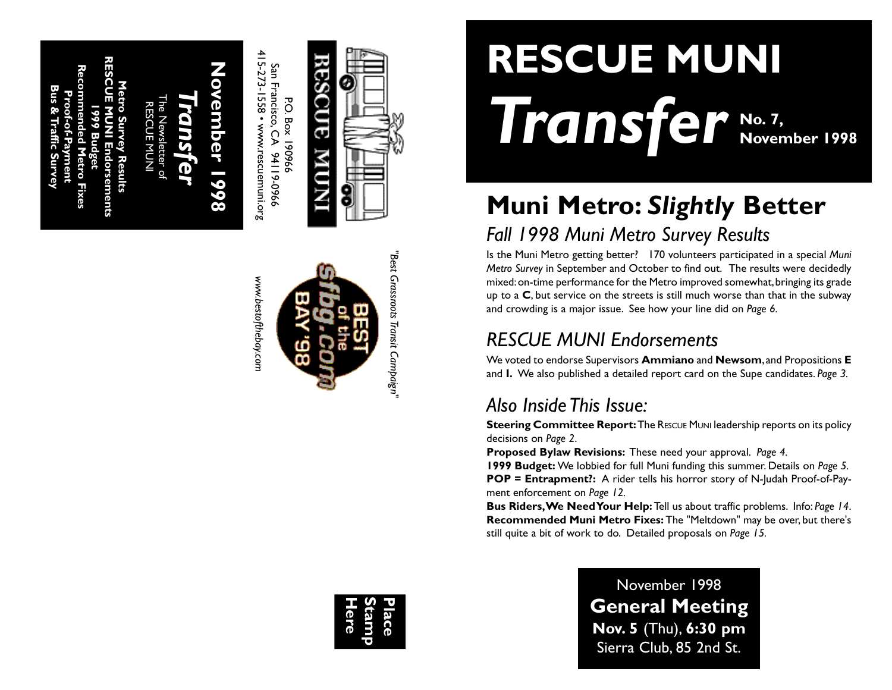November 1998

**Transfer**

The Newsletter of RESCUE MUNI

**Metro Survey Results**
**RESCUE MUNI Endorsements**
**1999 Budget**
**Recommended Metro Fixes**
**Proof-of-Payment**
**Bus & Traffic Survey**

RESCUE MUNI

P.O. Box 190966
San Francisco, CA 94119-0966
415-273-1558 • www.rescuemuni.org

*"Best Grassroots Transit Campaign"*

BEST of the sfbg.com BAY '98

*www.bestofthebay.com*

**Place Stamp Here**

# RESCUE MUNI *Transfer*

**No. 7, November 1998**

## Muni Metro: *Slightly* Better

### *Fall 1998 Muni Metro Survey Results*

Is the Muni Metro getting better? 170 volunteers participated in a special *Muni Metro Survey* in September and October to find out. The results were decidedly mixed: on-time performance for the Metro improved somewhat, bringing its grade up to a **C**, but service on the streets is still much worse than that in the subway and crowding is a major issue. See how your line did on *Page 6*.

### *RESCUE MUNI Endorsements*

We voted to endorse Supervisors **Ammiano** and **Newsom**, and Propositions **E** and **I.** We also published a detailed report card on the Supe candidates. *Page 3*.

### *Also Inside This Issue:*

**Steering Committee Report:** The RESCUE MUNI leadership reports on its policy decisions on *Page 2*.

**Proposed Bylaw Revisions:** These need your approval. *Page 4*.

**1999 Budget:** We lobbied for full Muni funding this summer. Details on *Page 5*.

**POP = Entrapment?:** A rider tells his horror story of N-Judah Proof-of-Payment enforcement on *Page 12*.

**Bus Riders, We Need Your Help:** Tell us about traffic problems. Info: *Page 14*.

**Recommended Muni Metro Fixes:** The "Meltdown" may be over, but there's still quite a bit of work to do. Detailed proposals on *Page 15*.

November 1998
**General Meeting**
**Nov. 5** (Thu), **6:30 pm**
Sierra Club, 85 2nd St.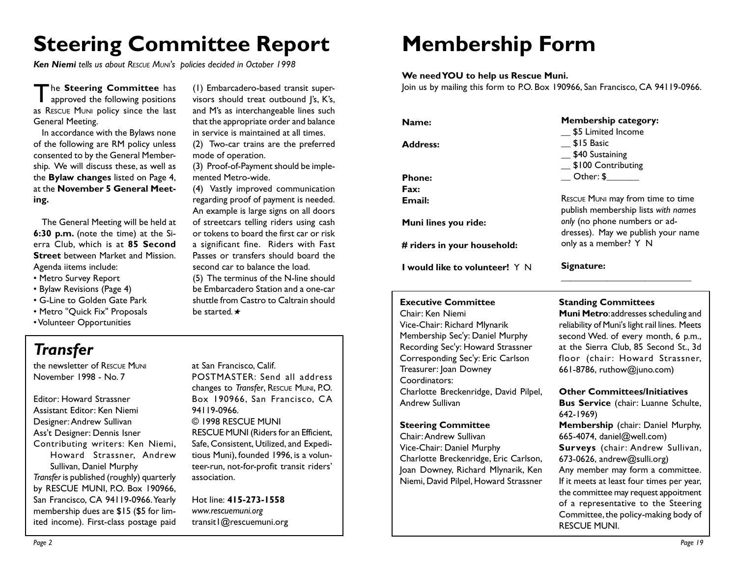# Steering Committee Report

***Ken Niemi** tells us about RESCUE MUNI's policies decided in October 1998*

The **Steering Committee** has approved the following positions as RESCUE MUNI policy since the last General Meeting.

In accordance with the Bylaws none of the following are RM policy unless consented to by the General Membership. We will discuss these, as well as the **Bylaw changes** listed on Page 4, at the **November 5 General Meeting.**

The General Meeting will be held at **6:30 p.m.** (note the time) at the Sierra Club, which is at **85 Second Street** between Market and Mission. Agenda iitems include:

- Metro Survey Report
- Bylaw Revisions (Page 4)
- G-Line to Golden Gate Park
- Metro "Quick Fix" Proposals
- Volunteer Opportunities

(1) Embarcadero-based transit supervisors should treat outbound J's, K's, and M's as interchangeable lines such that the appropriate order and balance in service is maintained at all times.
(2) Two-car trains are the preferred mode of operation.
(3) Proof-of-Payment should be implemented Metro-wide.
(4) Vastly improved communication regarding proof of payment is needed. An example is large signs on all doors of streetcars telling riders using cash or tokens to board the first car or risk a significant fine. Riders with Fast Passes or transfers should board the second car to balance the load.
(5) The terminus of the N-line should be Embarcadero Station and a one-car shuttle from Castro to Caltrain should be started. ★

## *Transfer*

the newsletter of RESCUE MUNI
November 1998 - No. 7

Editor: Howard Strassner
Assistant Editor: Ken Niemi
Designer: Andrew Sullivan
Ass't Designer: Dennis Isner
Contributing writers: Ken Niemi, Howard Strassner, Andrew Sullivan, Daniel Murphy

*Transfer* is published (roughly) quarterly by RESCUE MUNI, P.O. Box 190966, San Francisco, CA 94119-0966. Yearly membership dues are $15 ($5 for limited income). First-class postage paid at San Francisco, Calif.

POSTMASTER: Send all address changes to *Transfer*, RESCUE MUNI, P.O. Box 190966, San Francisco, CA 94119-0966.

© 1998 RESCUE MUNI

RESCUE MUNI (Riders for an Efficient, Safe, Consistent, Utilized, and Expeditious Muni), founded 1996, is a volunteer-run, not-for-profit transit riders' association.

Hot line: **415-273-1558**
*www.rescuemuni.org*
transit1@rescuemuni.org

# Membership Form

**We need YOU to help us Rescue Muni.**
Join us by mailing this form to P.O. Box 190966, San Francisco, CA 94119-0966.

**Name:**

**Address:**

**Phone:**
**Fax:**
**Email:**

**Muni lines you ride:**

**# riders in your household:**

**I would like to volunteer!** Y N

**Membership category:**
__ $5 Limited Income
__ $15 Basic
__ $40 Sustaining
__ $100 Contributing
__ Other: $_______

RESCUE MUNI may from time to time publish membership lists *with names only* (no phone numbers or addresses). May we publish your name only as a member? Y N

**Signature:**
______________________________

**Executive Committee**
Chair: Ken Niemi
Vice-Chair: Richard Mlynarik
Membership Sec'y: Daniel Murphy
Recording Sec'y: Howard Strassner
Corresponding Sec'y: Eric Carlson
Treasurer: Joan Downey
Coordinators:
Charlotte Breckenridge, David Pilpel, Andrew Sullivan

**Steering Committee**
Chair: Andrew Sullivan
Vice-Chair: Daniel Murphy
Charlotte Breckenridge, Eric Carlson, Joan Downey, Richard Mlynarik, Ken Niemi, David Pilpel, Howard Strassner

**Standing Committees**
**Muni Metro**: addresses scheduling and reliability of Muni's light rail lines. Meets second Wed. of every month, 6 p.m., at the Sierra Club, 85 Second St., 3d floor (chair: Howard Strassner, 661-8786, ruthow@juno.com)

**Other Committees/Initiatives**
**Bus Service** (chair: Luanne Schulte, 642-1969)
**Membership** (chair: Daniel Murphy, 665-4074, daniel@well.com)
**Surveys** (chair: Andrew Sullivan, 673-0626, andrew@sulli.org)
Any member may form a committee. If it meets at least four times per year, the committee may request appoitment of a representative to the Steering Committee, the policy-making body of RESCUE MUNI.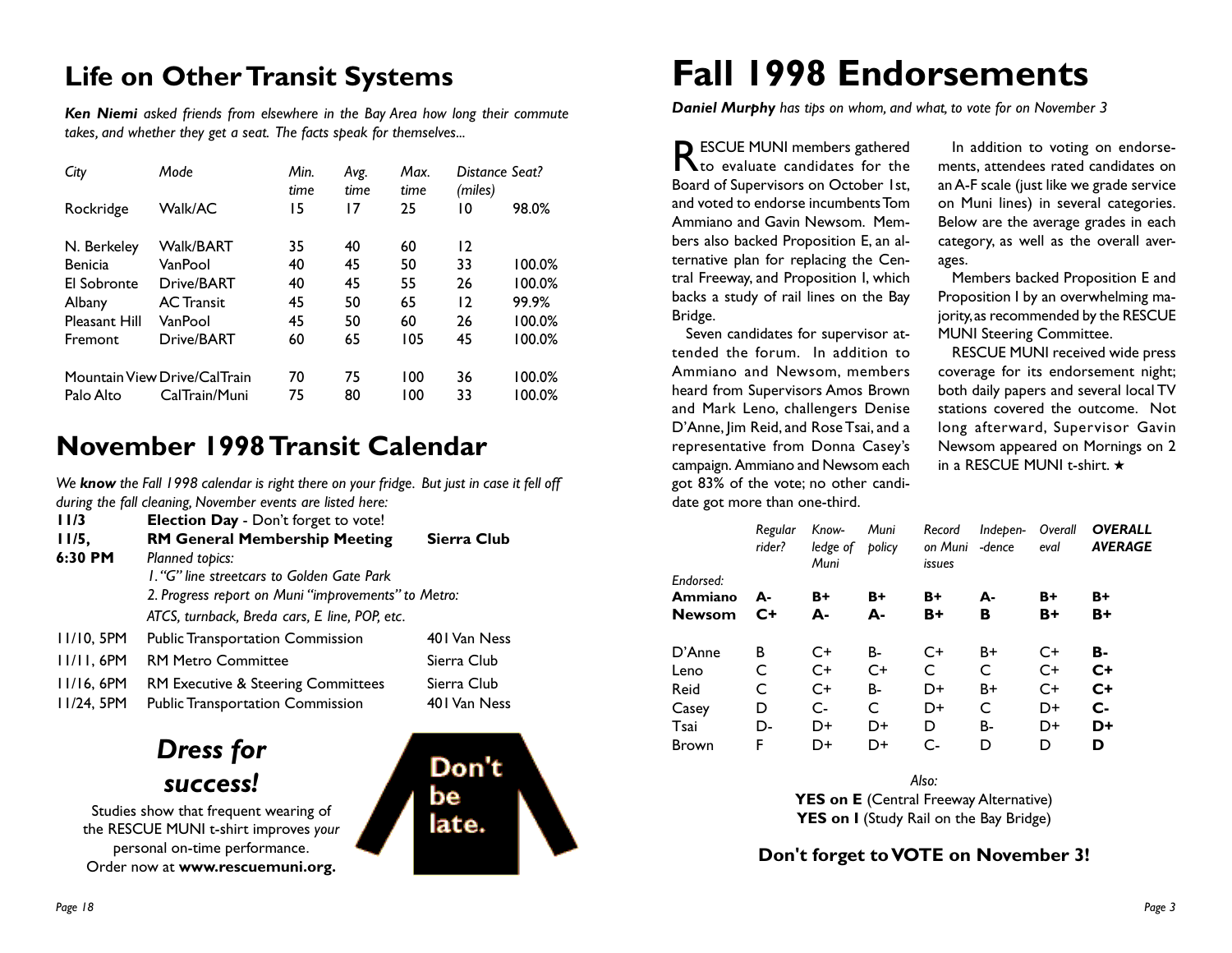## Life on Other Transit Systems

***Ken Niemi** asked friends from elsewhere in the Bay Area how long their commute takes, and whether they get a seat. The facts speak for themselves...*

| *City* | *Mode* | *Min. time* | *Avg. time* | *Max. time* | *Distance (miles)* | *Seat?* |
|---|---|---|---|---|---|---|
| Rockridge | Walk/AC | 15 | 17 | 25 | 10 | 98.0% |
| N. Berkeley | Walk/BART | 35 | 40 | 60 | 12 | |
| Benicia | VanPool | 40 | 45 | 50 | 33 | 100.0% |
| El Sobronte | Drive/BART | 40 | 45 | 55 | 26 | 100.0% |
| Albany | AC Transit | 45 | 50 | 65 | 12 | 99.9% |
| Pleasant Hill | VanPool | 45 | 50 | 60 | 26 | 100.0% |
| Fremont | Drive/BART | 60 | 65 | 105 | 45 | 100.0% |
| Mountain View | Drive/CalTrain | 70 | 75 | 100 | 36 | 100.0% |
| Palo Alto | CalTrain/Muni | 75 | 80 | 100 | 33 | 100.0% |

## November 1998 Transit Calendar

*We **know** the Fall 1998 calendar is right there on your fridge. But just in case it fell off during the fall cleaning, November events are listed here:*

| | | |
|---|---|---|
| **11/3** | **Election Day** - Don't forget to vote! | |
| **11/5, 6:30 PM** | **RM General Membership Meeting**<br>*Planned topics:*<br>*1. "G" line streetcars to Golden Gate Park*<br>*2. Progress report on Muni "improvements" to Metro: ATCS, turnback, Breda cars, E line, POP, etc.* | **Sierra Club** |
| 11/10, 5PM | Public Transportation Commission | 401 Van Ness |
| 11/11, 6PM | RM Metro Committee | Sierra Club |
| 11/16, 6PM | RM Executive & Steering Committees | Sierra Club |
| 11/24, 5PM | Public Transportation Commission | 401 Van Ness |

### *Dress for success!*

Studies show that frequent wearing of the RESCUE MUNI t-shirt improves *your* personal on-time performance. Order now at **www.rescuemuni.org.**

Don't be late.

# Fall 1998 Endorsements

***Daniel Murphy** has tips on whom, and what, to vote for on November 3*

RESCUE MUNI members gathered to evaluate candidates for the Board of Supervisors on October 1st, and voted to endorse incumbents Tom Ammiano and Gavin Newsom. Members also backed Proposition E, an alternative plan for replacing the Central Freeway, and Proposition I, which backs a study of rail lines on the Bay Bridge.

Seven candidates for supervisor attended the forum. In addition to Ammiano and Newsom, members heard from Supervisors Amos Brown and Mark Leno, challengers Denise D'Anne, Jim Reid, and Rose Tsai, and a representative from Donna Casey's campaign. Ammiano and Newsom each got 83% of the vote; no other candidate got more than one-third.

In addition to voting on endorsements, attendees rated candidates on an A-F scale (just like we grade service on Muni lines) in several categories. Below are the average grades in each category, as well as the overall averages.

Members backed Proposition E and Proposition I by an overwhelming majority, as recommended by the RESCUE MUNI Steering Committee.

RESCUE MUNI received wide press coverage for its endorsement night; both daily papers and several local TV stations covered the outcome. Not long afterward, Supervisor Gavin Newsom appeared on Mornings on 2 in a RESCUE MUNI t-shirt. ★

| | *Regular rider?* | *Know-ledge of Muni* | *Muni policy* | *Record on Muni issues* | *Indepen-dence* | *Overall eval* | ***OVERALL AVERAGE*** |
|---|---|---|---|---|---|---|---|
| *Endorsed:* | | | | | | | |
| **Ammiano** | **A-** | **B+** | **B+** | **B+** | **A-** | **B+** | **B+** |
| **Newsom** | **C+** | **A-** | **A-** | **B+** | **B** | **B+** | **B+** |
| D'Anne | B | C+ | B- | C+ | B+ | C+ | **B-** |
| Leno | C | C+ | C+ | C | C | C+ | **C+** |
| Reid | C | C+ | B- | D+ | B+ | C+ | **C+** |
| Casey | D | C- | C | D+ | C | D+ | **C-** |
| Tsai | D- | D+ | D+ | D | B- | D+ | **D+** |
| Brown | F | D+ | D+ | C- | D | D | **D** |

*Also:*

**YES on E** (Central Freeway Alternative)

**YES on I** (Study Rail on the Bay Bridge)

**Don't forget to VOTE on November 3!**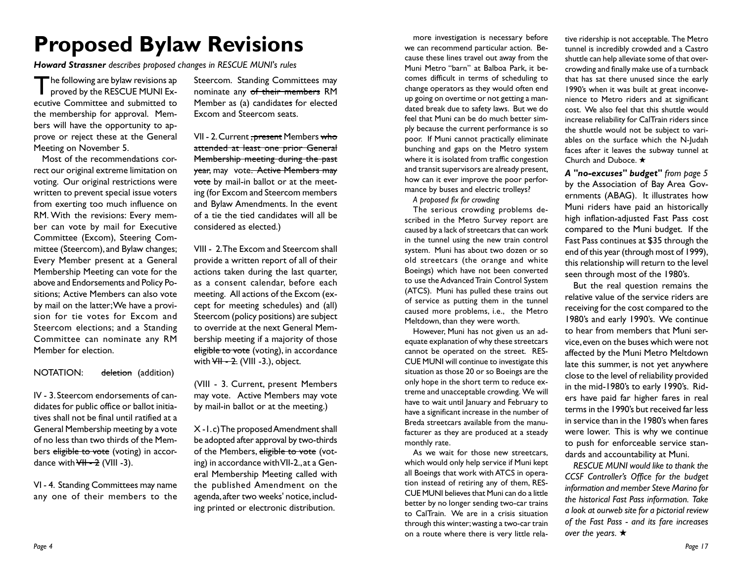# Proposed Bylaw Revisions

***Howard Strassner*** *describes proposed changes in RESCUE MUNI's rules*

The following are bylaw revisions approved by the RESCUE MUNI Executive Committee and submitted to the membership for approval. Members will have the opportunity to approve or reject these at the General Meeting on November 5.

Most of the recommendations correct our original extreme limitation on voting. Our original restrictions were written to prevent special issue voters from exerting too much influence on RM. With the revisions: Every member can vote by mail for Executive Committee (Excom), Steering Committee (Steercom), and Bylaw changes; Every Member present at a General Membership Meeting can vote for the above and Endorsements and Policy Positions; Active Members can also vote by mail on the latter; We have a provision for tie votes for Excom and Steercom elections; and a Standing Committee can nominate any RM Member for election.

NOTATION: ~~deletion~~ (addition)

IV - 3. Steercom endorsements of candidates for public office or ballot initiatives shall not be final until ratified at a General Membership meeting by a vote of no less than two thirds of the Members ~~eligible to vote~~ (voting) in accordance with ~~VII - 2~~ (VIII -3).

VI - 4. Standing Committees may name any one of their members to the Steercom. Standing Committees may nominate any ~~of their members~~ RM Member as (a) candidate~~s~~ for elected Excom and Steercom seats.

VII - 2. Current ~~, present~~ Members ~~who attended at least one prior General Membership meeting during the past year,~~ may vote~~. Active Members may vote~~ by mail-in ballot or at the meeting (for Excom and Steercom members and Bylaw Amendments. In the event of a tie the tied candidates will all be considered as elected.)

VIII - 2. The Excom and Steercom shall provide a written report of all of their actions taken during the last quarter, as a consent calendar, before each meeting. All actions of the Excom (except for meeting schedules) and (all) Steercom (policy positions) are subject to override at the next General Membership meeting if a majority of those ~~eligible to vote~~ (voting), in accordance with ~~VII - 2.~~ (VIII -3.), object.

(VIII - 3. Current, present Members may vote. Active Members may vote by mail-in ballot or at the meeting.)

X -1. c) The proposed Amendment shall be adopted after approval by two-thirds of the Members, ~~eligible to vote~~ (voting) in accordance with VII-2., at a General Membership Meeting called with the published Amendment on the agenda, after two weeks' notice, including printed or electronic distribution.

more investigation is necessary before we can recommend particular action. Because these lines travel out away from the Muni Metro "barn" at Balboa Park, it becomes difficult in terms of scheduling to change operators as they would often end up going on overtime or not getting a mandated break due to safety laws. But we do feel that Muni can be do much better simply because the current performance is so poor. If Muni cannot practically eliminate bunching and gaps on the Metro system where it is isolated from traffic congestion and transit supervisors are already present, how can it ever improve the poor performance by buses and electric trolleys?

*A proposed fix for crowding*

The serious crowding problems described in the Metro Survey report are caused by a lack of streetcars that can work in the tunnel using the new train control system. Muni has about two dozen or so old streetcars (the orange and white Boeings) which have not been converted to use the Advanced Train Control System (ATCS). Muni has pulled these trains out of service as putting them in the tunnel caused more problems, i.e., the Metro Meltdown, than they were worth.

However, Muni has not given us an adequate explanation of why these streetcars cannot be operated on the street. RESCUE MUNI will continue to investigate this situation as those 20 or so Boeings are the only hope in the short term to reduce extreme and unacceptable crowding. We will have to wait until January and February to have a significant increase in the number of Breda streetcars available from the manufacturer as they are produced at a steady monthly rate.

As we wait for those new streetcars, which would only help service if Muni kept all Boeings that work with ATCS in operation instead of retiring any of them, RESCUE MUNI believes that Muni can do a little better by no longer sending two-car trains to CalTrain. We are in a crisis situation through this winter; wasting a two-car train on a route where there is very little relative ridership is not acceptable. The Metro tunnel is incredibly crowded and a Castro shuttle can help alleviate some of that overcrowding and finally make use of a turnback that has sat there unused since the early 1990's when it was built at great inconvenience to Metro riders and at significant cost. We also feel that this shuttle would increase reliability for CalTrain riders since the shuttle would not be subject to variables on the surface which the N-Judah faces after it leaves the subway tunnel at Church and Duboce. ★

***A "no-excuses" budget*** *from page 5* by the Association of Bay Area Governments (ABAG). It illustrates how Muni riders have paid an historically high inflation-adjusted Fast Pass cost compared to the Muni budget. If the Fast Pass continues at $35 through the end of this year (through most of 1999), this relationship will return to the level seen through most of the 1980's.

But the real question remains the relative value of the service riders are receiving for the cost compared to the 1980's and early 1990's. We continue to hear from members that Muni service, even on the buses which were not affected by the Muni Metro Meltdown late this summer, is not yet anywhere close to the level of reliability provided in the mid-1980's to early 1990's. Riders have paid far higher fares in real terms in the 1990's but received far less in service than in the 1980's when fares were lower. This is why we continue to push for enforceable service standards and accountability at Muni.

*RESCUE MUNI would like to thank the CCSF Controller's Office for the budget information and member Steve Marino for the historical Fast Pass information. Take a look at ourweb site for a pictorial review of the Fast Pass - and its fare increases over the years.* ★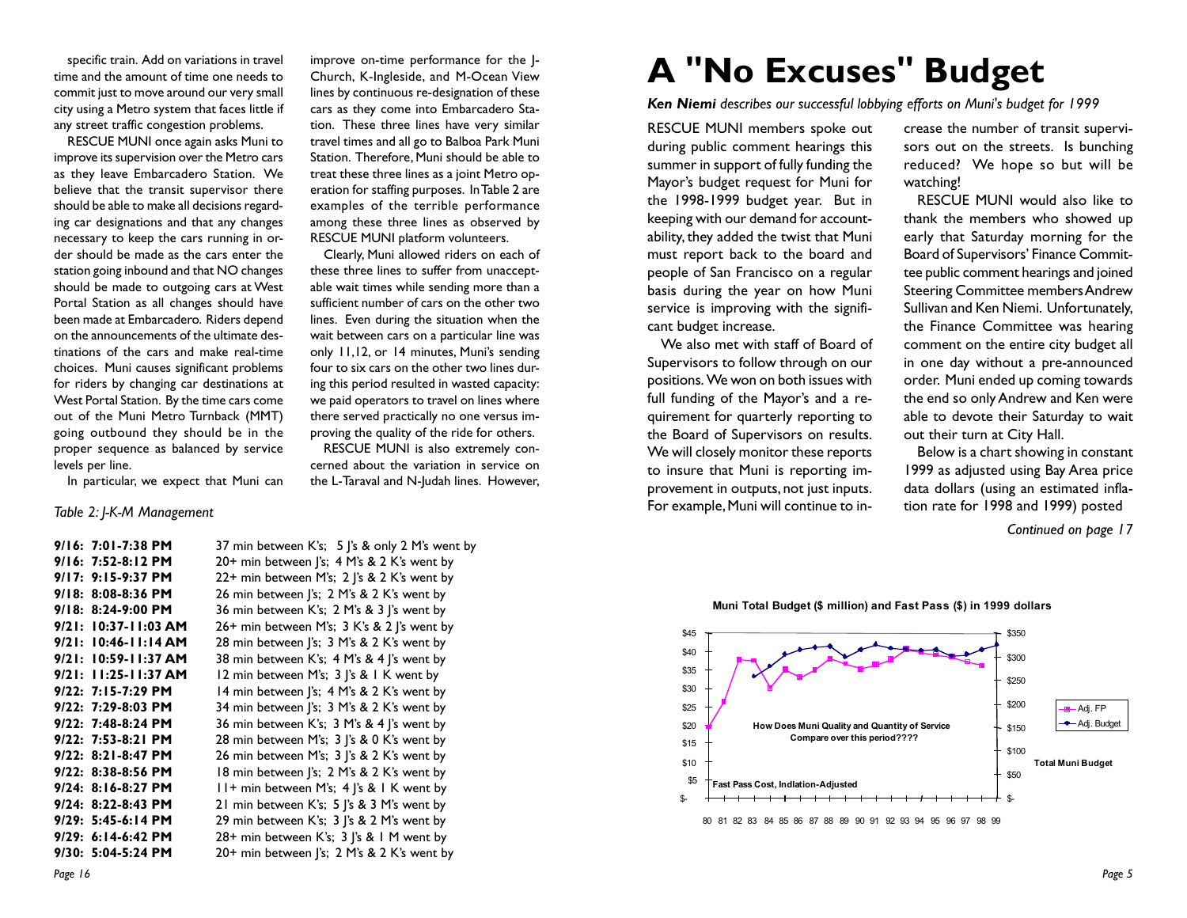specific train. Add on variations in travel time and the amount of time one needs to commit just to move around our very small city using a Metro system that faces little if any street traffic congestion problems.

RESCUE MUNI once again asks Muni to improve its supervision over the Metro cars as they leave Embarcadero Station. We believe that the transit supervisor there should be able to make all decisions regarding car designations and that any changes necessary to keep the cars running in order should be made as the cars enter the station going inbound and that NO changes should be made to outgoing cars at West Portal Station as all changes should have been made at Embarcadero. Riders depend on the announcements of the ultimate destinations of the cars and make real-time choices. Muni causes significant problems for riders by changing car destinations at West Portal Station. By the time cars come out of the Muni Metro Turnback (MMT) going outbound they should be in the proper sequence as balanced by service levels per line.

In particular, we expect that Muni can improve on-time performance for the J-Church, K-Ingleside, and M-Ocean View lines by continuous re-designation of these cars as they come into Embarcadero Station. These three lines have very similar travel times and all go to Balboa Park Muni Station. Therefore, Muni should be able to treat these three lines as a joint Metro operation for staffing purposes. In Table 2 are examples of the terrible performance among these three lines as observed by RESCUE MUNI platform volunteers.

Clearly, Muni allowed riders on each of these three lines to suffer from unacceptable wait times while sending more than a sufficient number of cars on the other two lines. Even during the situation when the wait between cars on a particular line was only 11,12, or 14 minutes, Muni's sending four to six cars on the other two lines during this period resulted in wasted capacity: we paid operators to travel on lines where there served practically no one versus improving the quality of the ride for others.

RESCUE MUNI is also extremely concerned about the variation in service on the L-Taraval and N-Judah lines. However,

*Table 2: J-K-M Management*

| | |
|---|---|
| **9/16: 7:01-7:38 PM** | 37 min between K's; 5 J's & only 2 M's went by |
| **9/16: 7:52-8:12 PM** | 20+ min between J's; 4 M's & 2 K's went by |
| **9/17: 9:15-9:37 PM** | 22+ min between M's; 2 J's & 2 K's went by |
| **9/18: 8:08-8:36 PM** | 26 min between J's; 2 M's & 2 K's went by |
| **9/18: 8:24-9:00 PM** | 36 min between K's; 2 M's & 3 J's went by |
| **9/21: 10:37-11:03 AM** | 26+ min between M's; 3 K's & 2 J's went by |
| **9/21: 10:46-11:14 AM** | 28 min between J's; 3 M's & 2 K's went by |
| **9/21: 10:59-11:37 AM** | 38 min between K's; 4 M's & 4 J's went by |
| **9/21: 11:25-11:37 AM** | 12 min between M's; 3 J's & 1 K went by |
| **9/22: 7:15-7:29 PM** | 14 min between J's; 4 M's & 2 K's went by |
| **9/22: 7:29-8:03 PM** | 34 min between J's; 3 M's & 2 K's went by |
| **9/22: 7:48-8:24 PM** | 36 min between K's; 3 M's & 4 J's went by |
| **9/22: 7:53-8:21 PM** | 28 min between M's; 3 J's & 0 K's went by |
| **9/22: 8:21-8:47 PM** | 26 min between M's; 3 J's & 2 K's went by |
| **9/22: 8:38-8:56 PM** | 18 min between J's; 2 M's & 2 K's went by |
| **9/24: 8:16-8:27 PM** | 11+ min between M's; 4 J's & 1 K went by |
| **9/24: 8:22-8:43 PM** | 21 min between K's; 5 J's & 3 M's went by |
| **9/29: 5:45-6:14 PM** | 29 min between K's; 3 J's & 2 M's went by |
| **9/29: 6:14-6:42 PM** | 28+ min between K's; 3 J's & 1 M went by |
| **9/30: 5:04-5:24 PM** | 20+ min between J's; 2 M's & 2 K's went by |

# A "No Excuses" Budget

***Ken Niemi** describes our successful lobbying efforts on Muni's budget for 1999*

RESCUE MUNI members spoke out during public comment hearings this summer in support of fully funding the Mayor's budget request for Muni for the 1998-1999 budget year. But in keeping with our demand for accountability, they added the twist that Muni must report back to the board and people of San Francisco on a regular basis during the year on how Muni service is improving with the significant budget increase.

We also met with staff of Board of Supervisors to follow through on our positions. We won on both issues with full funding of the Mayor's and a requirement for quarterly reporting to the Board of Supervisors on results. We will closely monitor these reports to insure that Muni is reporting improvement in outputs, not just inputs. For example, Muni will continue to increase the number of transit supervisors out on the streets. Is bunching reduced? We hope so but will be watching!

RESCUE MUNI would also like to thank the members who showed up early that Saturday morning for the Board of Supervisors' Finance Committee public comment hearings and joined Steering Committee members Andrew Sullivan and Ken Niemi. Unfortunately, the Finance Committee was hearing comment on the entire city budget all in one day without a pre-announced order. Muni ended up coming towards the end so only Andrew and Ken were able to devote their Saturday to wait out their turn at City Hall.

Below is a chart showing in constant 1999 as adjusted using Bay Area price data dollars (using an estimated inflation rate for 1998 and 1999) posted

*Continued on page 17*

**Muni Total Budget ($ million) and Fast Pass ($) in 1999 dollars**

How Does Muni Quality and Quantity of Service Compare over this period????

Fast Pass Cost, Indlation-Adjusted

Total Muni Budget

Adj. FP — Adj. Budget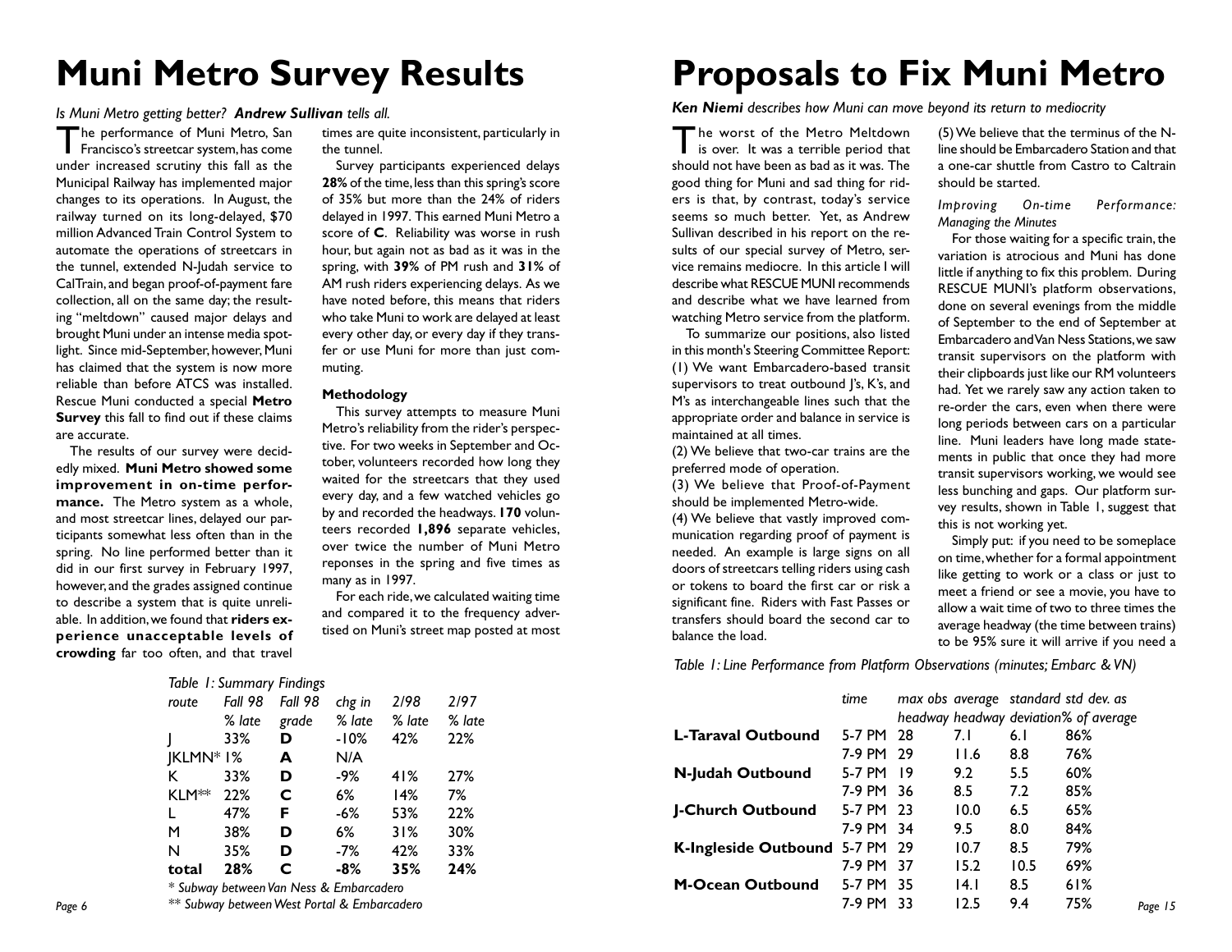# Muni Metro Survey Results

*Is Muni Metro getting better? **Andrew Sullivan** tells all.*

The performance of Muni Metro, San Francisco's streetcar system, has come under increased scrutiny this fall as the Municipal Railway has implemented major changes to its operations. In August, the railway turned on its long-delayed, $70 million Advanced Train Control System to automate the operations of streetcars in the tunnel, extended N-Judah service to CalTrain, and began proof-of-payment fare collection, all on the same day; the resulting "meltdown" caused major delays and brought Muni under an intense media spotlight. Since mid-September, however, Muni has claimed that the system is now more reliable than before ATCS was installed. Rescue Muni conducted a special **Metro Survey** this fall to find out if these claims are accurate.

The results of our survey were decidedly mixed. **Muni Metro showed some improvement in on-time performance.** The Metro system as a whole, and most streetcar lines, delayed our participants somewhat less often than in the spring. No line performed better than it did in our first survey in February 1997, however, and the grades assigned continue to describe a system that is quite unreliable. In addition, we found that **riders experience unacceptable levels of crowding** far too often, and that travel times are quite inconsistent, particularly in the tunnel.

Survey participants experienced delays **28%** of the time, less than this spring's score of 35% but more than the 24% of riders delayed in 1997. This earned Muni Metro a score of **C**. Reliability was worse in rush hour, but again not as bad as it was in the spring, with **39%** of PM rush and **31%** of AM rush riders experiencing delays. As we have noted before, this means that riders who take Muni to work are delayed at least every other day, or every day if they transfer or use Muni for more than just commuting.

### Methodology

This survey attempts to measure Muni Metro's reliability from the rider's perspective. For two weeks in September and October, volunteers recorded how long they waited for the streetcars that they used every day, and a few watched vehicles go by and recorded the headways. **170** volunteers recorded **1,896** separate vehicles, over twice the number of Muni Metro reponses in the spring and five times as many as in 1997.

For each ride, we calculated waiting time and compared it to the frequency advertised on Muni's street map posted at most

*Table 1: Summary Findings*

| route | Fall 98 % late | Fall 98 grade | chg in % late | 2/98 % late | 2/97 % late |
|---|---|---|---|---|---|
| J | 33% | **D** | -10% | 42% | 22% |
| JKLMN* | 1% | **A** | N/A | | |
| K | 33% | **D** | -9% | 41% | 27% |
| KLM** | 22% | **C** | 6% | 14% | 7% |
| L | 47% | **F** | -6% | 53% | 22% |
| M | 38% | **D** | 6% | 31% | 30% |
| N | 35% | **D** | -7% | 42% | 33% |
| **total** | **28%** | **C** | **-8%** | **35%** | **24%** |

*\* Subway between Van Ness & Embarcadero*

*\*\* Subway between West Portal & Embarcadero*

# Proposals to Fix Muni Metro

***Ken Niemi** describes how Muni can move beyond its return to mediocrity*

The worst of the Metro Meltdown is over. It was a terrible period that should not have been as bad as it was. The good thing for Muni and sad thing for riders is that, by contrast, today's service seems so much better. Yet, as Andrew Sullivan described in his report on the results of our special survey of Metro, service remains mediocre. In this article I will describe what RESCUE MUNI recommends and describe what we have learned from watching Metro service from the platform.

To summarize our positions, also listed in this month's Steering Committee Report:
(1) We want Embarcadero-based transit supervisors to treat outbound J's, K's, and M's as interchangeable lines such that the appropriate order and balance in service is maintained at all times.
(2) We believe that two-car trains are the preferred mode of operation.
(3) We believe that Proof-of-Payment should be implemented Metro-wide.
(4) We believe that vastly improved communication regarding proof of payment is needed. An example is large signs on all doors of streetcars telling riders using cash or tokens to board the first car or risk a significant fine. Riders with Fast Passes or transfers should board the second car to balance the load.
(5) We believe that the terminus of the N-line should be Embarcadero Station and that a one-car shuttle from Castro to Caltrain should be started.

*Improving On-time Performance: Managing the Minutes*

For those waiting for a specific train, the variation is atrocious and Muni has done little if anything to fix this problem. During RESCUE MUNI's platform observations, done on several evenings from the middle of September to the end of September at Embarcadero and Van Ness Stations, we saw transit supervisors on the platform with their clipboards just like our RM volunteers had. Yet we rarely saw any action taken to re-order the cars, even when there were long periods between cars on a particular line. Muni leaders have long made statements in public that once they had more transit supervisors working, we would see less bunching and gaps. Our platform survey results, shown in Table 1, suggest that this is not working yet.

Simply put: if you need to be someplace on time, whether for a formal appointment like getting to work or a class or just to meet a friend or see a movie, you have to allow a wait time of two to three times the average headway (the time between trains) to be 95% sure it will arrive if you need a

*Table 1: Line Performance from Platform Observations (minutes; Embarc & VN)*

| | time | max obs headway | average headway | standard deviation | std dev. as % of average |
|---|---|---|---|---|---|
| **L-Taraval Outbound** | 5-7 PM | 28 | 7.1 | 6.1 | 86% |
| | 7-9 PM | 29 | 11.6 | 8.8 | 76% |
| **N-Judah Outbound** | 5-7 PM | 19 | 9.2 | 5.5 | 60% |
| | 7-9 PM | 36 | 8.5 | 7.2 | 85% |
| **J-Church Outbound** | 5-7 PM | 23 | 10.0 | 6.5 | 65% |
| | 7-9 PM | 34 | 9.5 | 8.0 | 84% |
| **K-Ingleside Outbound** | 5-7 PM | 29 | 10.7 | 8.5 | 79% |
| | 7-9 PM | 37 | 15.2 | 10.5 | 69% |
| **M-Ocean Outbound** | 5-7 PM | 35 | 14.1 | 8.5 | 61% |
| | 7-9 PM | 33 | 12.5 | 9.4 | 75% |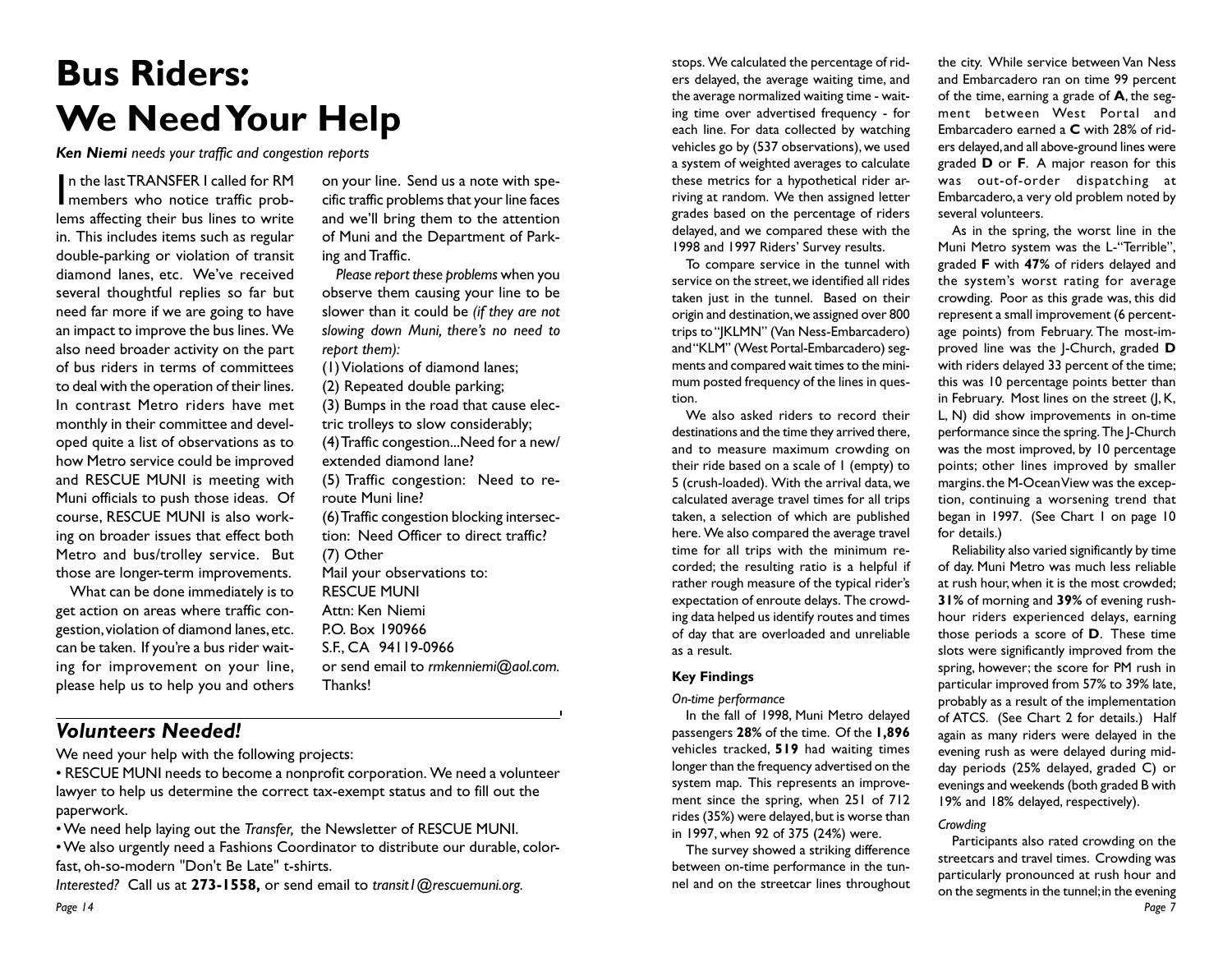# Bus Riders: We Need Your Help

***Ken Niemi** needs your traffic and congestion reports*

In the last TRANSFER I called for RM members who notice traffic problems affecting their bus lines to write in. This includes items such as regular double-parking or violation of transit diamond lanes, etc. We've received several thoughtful replies so far but need far more if we are going to have an impact to improve the bus lines. We also need broader activity on the part of bus riders in terms of committees to deal with the operation of their lines. In contrast Metro riders have met monthly in their committee and developed quite a list of observations as to how Metro service could be improved and RESCUE MUNI is meeting with Muni officials to push those ideas. Of course, RESCUE MUNI is also working on broader issues that effect both Metro and bus/trolley service. But those are longer-term improvements.

What can be done immediately is to get action on areas where traffic congestion, violation of diamond lanes, etc. can be taken. If you're a bus rider waiting for improvement on your line, please help us to help you and others on your line. Send us a note with specific traffic problems that your line faces and we'll bring them to the attention of Muni and the Department of Parking and Traffic.

*Please report these problems* when you observe them causing your line to be slower than it could be *(if they are not slowing down Muni, there's no need to report them):*

(1) Violations of diamond lanes;
(2) Repeated double parking;
(3) Bumps in the road that cause electric trolleys to slow considerably;
(4) Traffic congestion...Need for a new/extended diamond lane?
(5) Traffic congestion: Need to re-route Muni line?
(6) Traffic congestion blocking intersection: Need Officer to direct traffic?
(7) Other

Mail your observations to:
RESCUE MUNI
Attn: Ken Niemi
P.O. Box 190966
S.F., CA 94119-0966
or send email to *rmkenniemi@aol.com.*
Thanks!

## *Volunteers Needed!*

We need your help with the following projects:

• RESCUE MUNI needs to become a nonprofit corporation. We need a volunteer lawyer to help us determine the correct tax-exempt status and to fill out the paperwork.

• We need help laying out the *Transfer,* the Newsletter of RESCUE MUNI.

• We also urgently need a Fashions Coordinator to distribute our durable, colorfast, oh-so-modern "Don't Be Late" t-shirts.

*Interested?* Call us at **273-1558,** or send email to *transit1@rescuemuni.org.*

stops. We calculated the percentage of riders delayed, the average waiting time, and the average normalized waiting time - waiting time over advertised frequency - for each line. For data collected by watching vehicles go by (537 observations), we used a system of weighted averages to calculate these metrics for a hypothetical rider arriving at random. We then assigned letter grades based on the percentage of riders delayed, and we compared these with the 1998 and 1997 Riders' Survey results.

To compare service in the tunnel with service on the street, we identified all rides taken just in the tunnel. Based on their origin and destination, we assigned over 800 trips to "JKLMN" (Van Ness-Embarcadero) and "KLM" (West Portal-Embarcadero) segments and compared wait times to the minimum posted frequency of the lines in question.

We also asked riders to record their destinations and the time they arrived there, and to measure maximum crowding on their ride based on a scale of 1 (empty) to 5 (crush-loaded). With the arrival data, we calculated average travel times for all trips taken, a selection of which are published here. We also compared the average travel time for all trips with the minimum recorded; the resulting ratio is a helpful if rather rough measure of the typical rider's expectation of enroute delays. The crowding data helped us identify routes and times of day that are overloaded and unreliable as a result.

### Key Findings

*On-time performance*

In the fall of 1998, Muni Metro delayed passengers **28%** of the time. Of the **1,896** vehicles tracked, **519** had waiting times longer than the frequency advertised on the system map. This represents an improvement since the spring, when 251 of 712 rides (35%) were delayed, but is worse than in 1997, when 92 of 375 (24%) were.

The survey showed a striking difference between on-time performance in the tunnel and on the streetcar lines throughout the city. While service between Van Ness and Embarcadero ran on time 99 percent of the time, earning a grade of **A**, the segment between West Portal and Embarcadero earned a **C** with 28% of riders delayed, and all above-ground lines were graded **D** or **F**. A major reason for this was out-of-order dispatching at Embarcadero, a very old problem noted by several volunteers.

As in the spring, the worst line in the Muni Metro system was the L-"Terrible", graded **F** with **47%** of riders delayed and the system's worst rating for average crowding. Poor as this grade was, this did represent a small improvement (6 percentage points) from February. The most-improved line was the J-Church, graded **D** with riders delayed 33 percent of the time; this was 10 percentage points better than in February. Most lines on the street (J, K, L, N) did show improvements in on-time performance since the spring. The J-Church was the most improved, by 10 percentage points; other lines improved by smaller margins. the M-Ocean View was the exception, continuing a worsening trend that began in 1997. (See Chart 1 on page 10 for details.)

Reliability also varied significantly by time of day. Muni Metro was much less reliable at rush hour, when it is the most crowded; **31%** of morning and **39%** of evening rush-hour riders experienced delays, earning those periods a score of **D**. These time slots were significantly improved from the spring, however; the score for PM rush in particular improved from 57% to 39% late, probably as a result of the implementation of ATCS. (See Chart 2 for details.) Half again as many riders were delayed in the evening rush as were delayed during midday periods (25% delayed, graded C) or evenings and weekends (both graded B with 19% and 18% delayed, respectively).

*Crowding*

Participants also rated crowding on the streetcars and travel times. Crowding was particularly pronounced at rush hour and on the segments in the tunnel; in the evening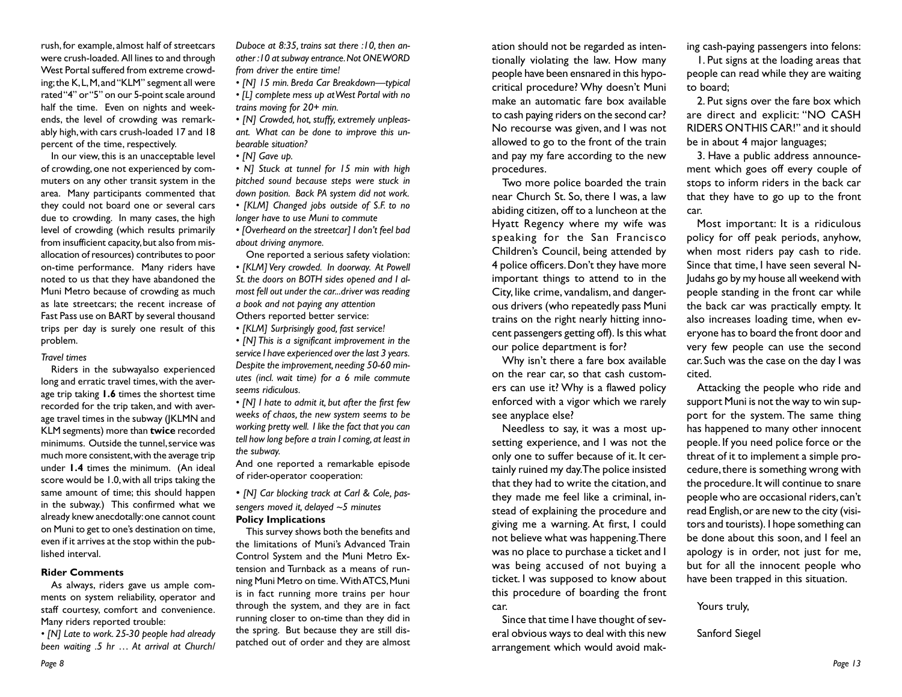rush, for example, almost half of streetcars were crush-loaded. All lines to and through West Portal suffered from extreme crowding; the K, L, M, and "KLM" segment all were rated "4" or "5" on our 5-point scale around half the time. Even on nights and weekends, the level of crowding was remarkably high, with cars crush-loaded 17 and 18 percent of the time, respectively.

In our view, this is an unacceptable level of crowding, one not experienced by commuters on any other transit system in the area. Many participants commented that they could not board one or several cars due to crowding. In many cases, the high level of crowding (which results primarily from insufficient capacity, but also from misallocation of resources) contributes to poor on-time performance. Many riders have noted to us that they have abandoned the Muni Metro because of crowding as much as late streetcars; the recent increase of Fast Pass use on BART by several thousand trips per day is surely one result of this problem.

*Travel times*

Riders in the subwayalso experienced long and erratic travel times, with the average trip taking **1.6** times the shortest time recorded for the trip taken, and with average travel times in the subway (JKLMN and KLM segments) more than **twice** recorded minimums. Outside the tunnel, service was much more consistent, with the average trip under **1.4** times the minimum. (An ideal score would be 1.0, with all trips taking the same amount of time; this should happen in the subway.) This confirmed what we already knew anecdotally: one cannot count on Muni to get to one's destination on time, even if it arrives at the stop within the published interval.

### Rider Comments

As always, riders gave us ample comments on system reliability, operator and staff courtesy, comfort and convenience. Many riders reported trouble:

- *[N] Late to work. 25-30 people had already been waiting .5 hr … At arrival at Church/Duboce at 8:35, trains sat there :10, then another :10 at subway entrance. Not ONEWORD from driver the entire time!*
- *[N] 15 min. Breda Car Breakdown—typical*
- *[L] complete mess up at West Portal with no trains moving for 20+ min.*
- *[N] Crowded, hot, stuffy, extremely unpleasant. What can be done to improve this unbearable situation?*
- *[N] Gave up.*
- *N] Stuck at tunnel for 15 min with high pitched sound because steps were stuck in down position. Back PA system did not work.*
- *[KLM] Changed jobs outside of S.F. to no longer have to use Muni to commute*
- *[Overheard on the streetcar] I don't feel bad about driving anymore.*

One reported a serious safety violation:

- *[KLM] Very crowded. In doorway. At Powell St. the doors on BOTH sides opened and I almost fell out under the car...driver was reading a book and not paying any attention*

Others reported better service:

- *[KLM] Surprisingly good, fast service!*
- *[N] This is a significant improvement in the service I have experienced over the last 3 years. Despite the improvement, needing 50-60 minutes (incl. wait time) for a 6 mile commute seems ridiculous.*
- *[N] I hate to admit it, but after the first few weeks of chaos, the new system seems to be working pretty well. I like the fact that you can tell how long before a train I coming, at least in the subway.*

And one reported a remarkable episode of rider-operator cooperation:

- *[N] Car blocking track at Carl & Cole, passengers moved it, delayed ~5 minutes*

### Policy Implications

This survey shows both the benefits and the limitations of Muni's Advanced Train Control System and the Muni Metro Extension and Turnback as a means of running Muni Metro on time. With ATCS, Muni is in fact running more trains per hour through the system, and they are in fact running closer to on-time than they did in the spring. But because they are still dispatched out of order and they are almost

ation should not be regarded as intentionally violating the law. How many people have been ensnared in this hypocritical procedure? Why doesn't Muni make an automatic fare box available to cash paying riders on the second car? No recourse was given, and I was not allowed to go to the front of the train and pay my fare according to the new procedures.

Two more police boarded the train near Church St. So, there I was, a law abiding citizen, off to a luncheon at the Hyatt Regency where my wife was speaking for the San Francisco Children's Council, being attended by 4 police officers. Don't they have more important things to attend to in the City, like crime, vandalism, and dangerous drivers (who repeatedly pass Muni trains on the right nearly hitting innocent passengers getting off). Is this what our police department is for?

Why isn't there a fare box available on the rear car, so that cash customers can use it? Why is a flawed policy enforced with a vigor which we rarely see anyplace else?

Needless to say, it was a most upsetting experience, and I was not the only one to suffer because of it. It certainly ruined my day. The police insisted that they had to write the citation, and they made me feel like a criminal, instead of explaining the procedure and giving me a warning. At first, I could not believe what was happening. There was no place to purchase a ticket and I was being accused of not buying a ticket. I was supposed to know about this procedure of boarding the front car.

Since that time I have thought of several obvious ways to deal with this new arrangement which would avoid making cash-paying passengers into felons:

1. Put signs at the loading areas that people can read while they are waiting to board;
2. Put signs over the fare box which are direct and explicit: "NO CASH RIDERS ON THIS CAR!" and it should be in about 4 major languages;
3. Have a public address announcement which goes off every couple of stops to inform riders in the back car that they have to go up to the front car.

Most important: It is a ridiculous policy for off peak periods, anyhow, when most riders pay cash to ride. Since that time, I have seen several N-Judahs go by my house all weekend with people standing in the front car while the back car was practically empty. It also increases loading time, when everyone has to board the front door and very few people can use the second car. Such was the case on the day I was cited.

Attacking the people who ride and support Muni is not the way to win support for the system. The same thing has happened to many other innocent people. If you need police force or the threat of it to implement a simple procedure, there is something wrong with the procedure. It will continue to snare people who are occasional riders, can't read English, or are new to the city (visitors and tourists). I hope something can be done about this soon, and I feel an apology is in order, not just for me, but for all the innocent people who have been trapped in this situation.

Yours truly,

Sanford Siegel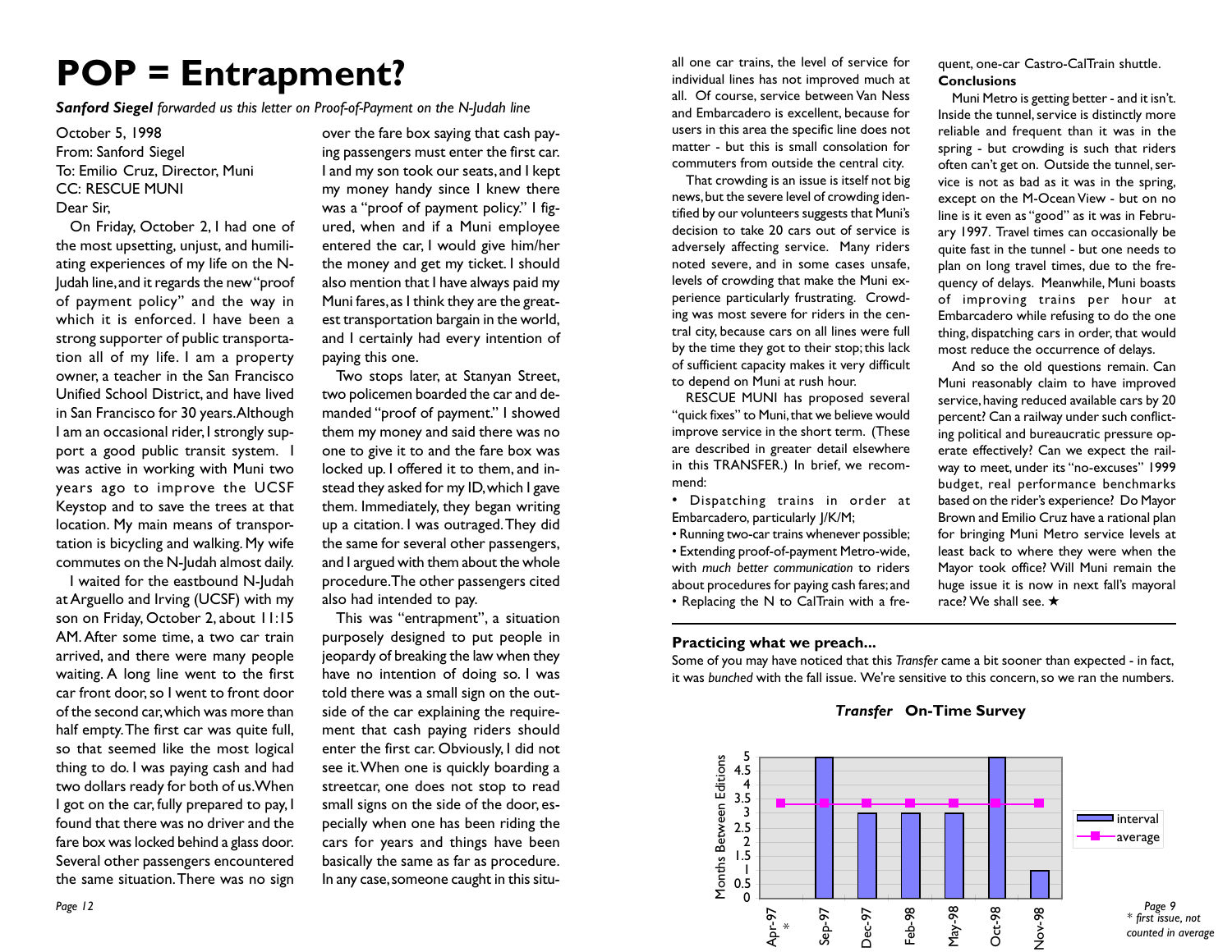# POP = Entrapment?

***Sanford Siegel** forwarded us this letter on Proof-of-Payment on the N-Judah line*

October 5, 1998
From: Sanford Siegel
To: Emilio Cruz, Director, Muni
CC: RESCUE MUNI
Dear Sir,

On Friday, October 2, I had one of the most upsetting, unjust, and humiliating experiences of my life on the N-Judah line, and it regards the new "proof of payment policy" and the way in which it is enforced. I have been a strong supporter of public transportation all of my life. I am a property owner, a teacher in the San Francisco Unified School District, and have lived in San Francisco for 30 years. Although I am an occasional rider, I strongly support a good public transit system. I was active in working with Muni two years ago to improve the UCSF Keystop and to save the trees at that location. My main means of transportation is bicycling and walking. My wife commutes on the N-Judah almost daily.

I waited for the eastbound N-Judah at Arguello and Irving (UCSF) with my son on Friday, October 2, about 11:15 AM. After some time, a two car train arrived, and there were many people waiting. A long line went to the first car front door, so I went to front door of the second car, which was more than half empty. The first car was quite full, so that seemed like the most logical thing to do. I was paying cash and had two dollars ready for both of us. When I got on the car, fully prepared to pay, I found that there was no driver and the fare box was locked behind a glass door. Several other passengers encountered the same situation. There was no sign over the fare box saying that cash paying passengers must enter the first car. I and my son took our seats, and I kept my money handy since I knew there was a "proof of payment policy." I figured, when and if a Muni employee entered the car, I would give him/her the money and get my ticket. I should also mention that I have always paid my Muni fares, as I think they are the greatest transportation bargain in the world, and I certainly had every intention of paying this one.

Two stops later, at Stanyan Street, two policemen boarded the car and demanded "proof of payment." I showed them my money and said there was no one to give it to and the fare box was locked up. I offered it to them, and instead they asked for my ID, which I gave them. Immediately, they began writing up a citation. I was outraged. They did the same for several other passengers, and I argued with them about the whole procedure. The other passengers cited also had intended to pay.

This was "entrapment", a situation purposely designed to put people in jeopardy of breaking the law when they have no intention of doing so. I was told there was a small sign on the outside of the car explaining the requirement that cash paying riders should enter the first car. Obviously, I did not see it. When one is quickly boarding a streetcar, one does not stop to read small signs on the side of the door, especially when one has been riding the cars for years and things have been basically the same as far as procedure. In any case, someone caught in this situ-

all one car trains, the level of service for individual lines has not improved much at all. Of course, service between Van Ness and Embarcadero is excellent, because for users in this area the specific line does not matter - but this is small consolation for commuters from outside the central city.

That crowding is an issue is itself not big news, but the severe level of crowding identified by our volunteers suggests that Muni's decision to take 20 cars out of service is adversely affecting service. Many riders noted severe, and in some cases unsafe, levels of crowding that make the Muni experience particularly frustrating. Crowding was most severe for riders in the central city, because cars on all lines were full by the time they got to their stop; this lack of sufficient capacity makes it very difficult to depend on Muni at rush hour.

RESCUE MUNI has proposed several "quick fixes" to Muni, that we believe would improve service in the short term. (These are described in greater detail elsewhere in this TRANSFER.) In brief, we recommend:

- Dispatching trains in order at Embarcadero, particularly J/K/M;
- Running two-car trains whenever possible;
- Extending proof-of-payment Metro-wide, with *much better communication* to riders about procedures for paying cash fares; and
- Replacing the N to CalTrain with a frequent, one-car Castro-CalTrain shuttle.

**Conclusions**

Muni Metro is getting better - and it isn't. Inside the tunnel, service is distinctly more reliable and frequent than it was in the spring - but crowding is such that riders often can't get on. Outside the tunnel, service is not as bad as it was in the spring, except on the M-Ocean View - but on no line is it even as "good" as it was in February 1997. Travel times can occasionally be quite fast in the tunnel - but one needs to plan on long travel times, due to the frequency of delays. Meanwhile, Muni boasts of improving trains per hour at Embarcadero while refusing to do the one thing, dispatching cars in order, that would most reduce the occurrence of delays.

And so the old questions remain. Can Muni reasonably claim to have improved service, having reduced available cars by 20 percent? Can a railway under such conflicting political and bureaucratic pressure operate effectively? Can we expect the railway to meet, under its "no-excuses" 1999 budget, real performance benchmarks based on the rider's experience? Do Mayor Brown and Emilio Cruz have a rational plan for bringing Muni Metro service levels at least back to where they were when the Mayor took office? Will Muni remain the huge issue it is now in next fall's mayoral race? We shall see. ★

---

**Practicing what we preach...**

Some of you may have noticed that this *Transfer* came a bit sooner than expected - in fact, it was *bunched* with the fall issue. We're sensitive to this concern, so we ran the numbers.

***Transfer* On-Time Survey**

| Edition | Months Between Editions (interval) | Average |
|---|---|---|
| Apr-97 * | | 3.33 |
| Sep-97 | 5 | 3.33 |
| Dec-97 | 3 | 3.33 |
| Feb-98 | 3 | 3.33 |
| May-98 | 3 | 3.33 |
| Oct-98 | 5 | 3.33 |
| Nov-98 | 1 | 3.33 |

\* first issue, not counted in average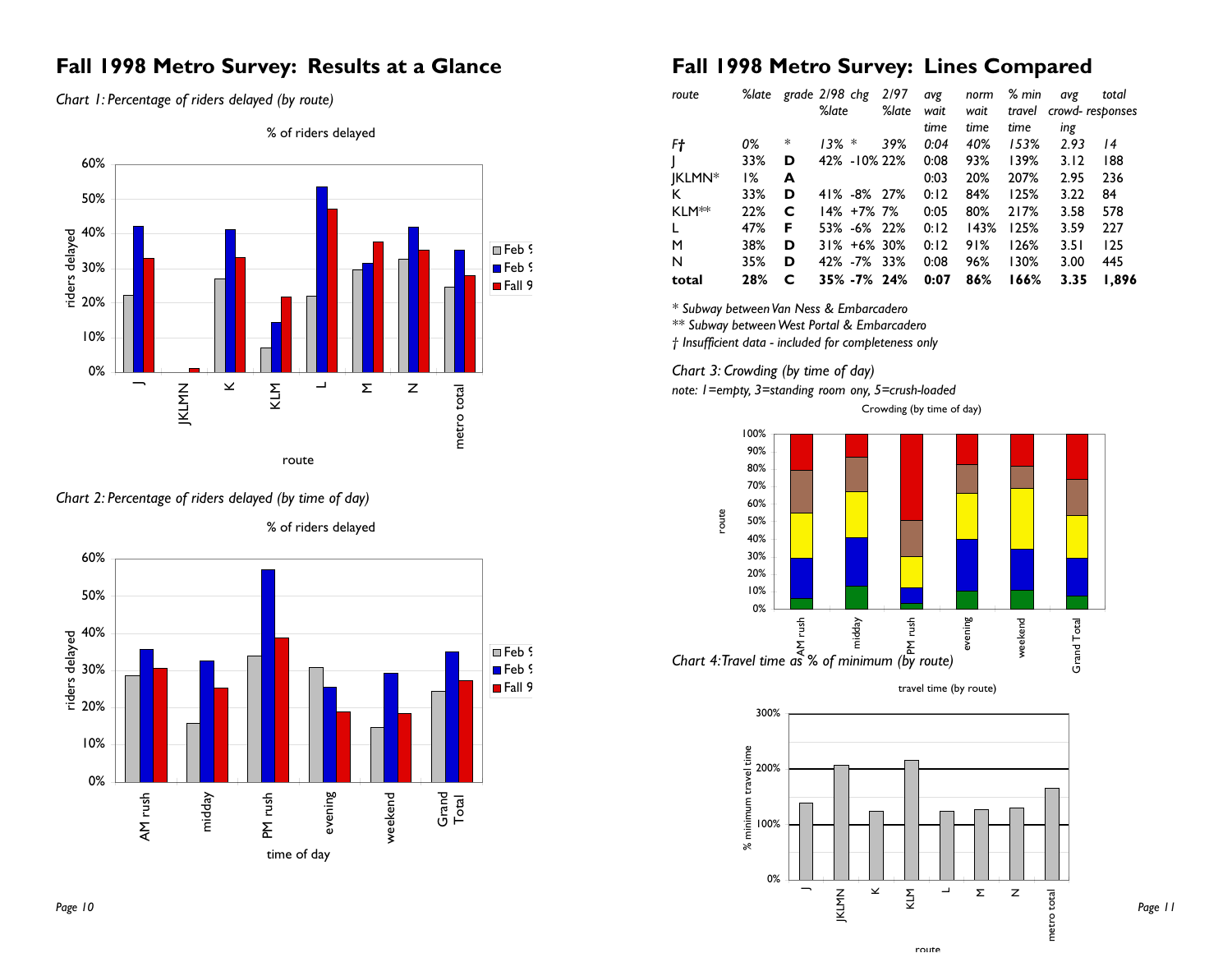# Fall 1998 Metro Survey: Results at a Glance

*Chart 1: Percentage of riders delayed (by route)*

% of riders delayed

riders delayed

60%
50%
40%
30%
20%
10%
0%

J
JKLMN
K
KLM
L
M
N
metro total

route

Feb 9
Feb 9
Fall 9

*Chart 2: Percentage of riders delayed (by time of day)*

% of riders delayed

riders delayed

60%
50%
40%
30%
20%
10%
0%

AM rush
midday
PM rush
evening
weekend
Grand Total

time of day

Feb 9
Feb 9
Fall 9

# Fall 1998 Metro Survey: Lines Compared

| *route* | *%late* | *grade* | *2/98 %late* | *chg* | *2/97 %late* | *avg wait time* | *norm wait time* | *% min travel time* | *avg crowd-ing* | *total responses* |
|---|---|---|---|---|---|---|---|---|---|---|
| *F†* | *0%* | * | *13%* | * | *39%* | *0:04* | *40%* | *153%* | *2.93* | *14* |
| J | 33% | **D** | 42% | -10% | 22% | 0:08 | 93% | 139% | 3.12 | 188 |
| JKLMN* | 1% | **A** | | | | 0:03 | 20% | 207% | 2.95 | 236 |
| K | 33% | **D** | 41% | -8% | 27% | 0:12 | 84% | 125% | 3.22 | 84 |
| KLM** | 22% | **C** | 14% | +7% | 7% | 0:05 | 80% | 217% | 3.58 | 578 |
| L | 47% | **F** | 53% | -6% | 22% | 0:12 | 143% | 125% | 3.59 | 227 |
| M | 38% | **D** | 31% | +6% | 30% | 0:12 | 91% | 126% | 3.51 | 125 |
| N | 35% | **D** | 42% | -7% | 33% | 0:08 | 96% | 130% | 3.00 | 445 |
| **total** | **28%** | **C** | **35%** | **-7%** | **24%** | **0:07** | **86%** | **166%** | **3.35** | **1,896** |

*\* Subway between Van Ness & Embarcadero*

*\*\* Subway between West Portal & Embarcadero*

*† Insufficient data - included for completeness only*

*Chart 3: Crowding (by time of day)*

*note: 1=empty, 3=standing room ony, 5=crush-loaded*

Crowding (by time of day)

route

100%
90%
80%
70%
60%
50%
40%
30%
20%
10%
0%

AM rush
midday
PM rush
evening
weekend
Grand Total

*Chart 4: Travel time as % of minimum (by route)*

travel time (by route)

% minimum travel time

300%
200%
100%
0%

J
JKLMN
K
KLM
L
M
N
metro total

route